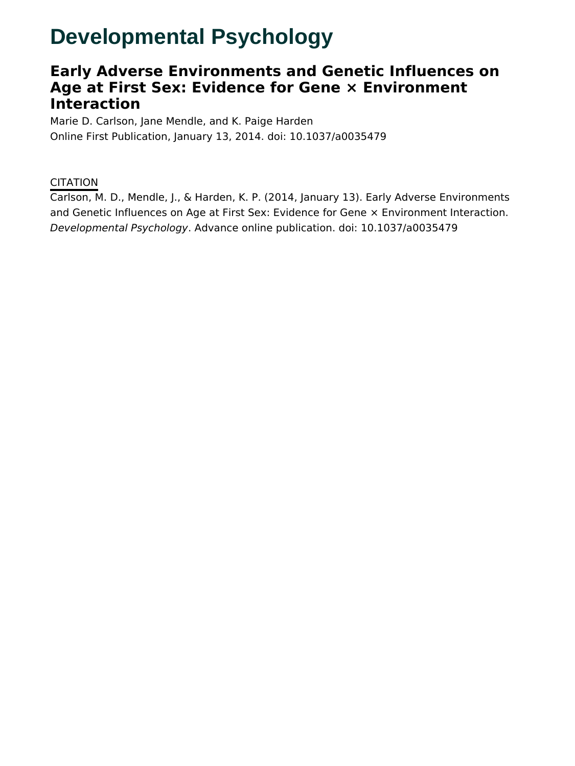# Developmental Psychology

## Early Adverse Environments and Genetic Influences on Age at First Sex: Evidence for Gene × Environment Interaction

Marie D. Carlson, Jane Mendle, and K. Paige Harden

Online First Publication, January 13, 2014. doi: 10.1037/a0035479

CITATION

Carlson, M. D., Mendle, J., & Harden, K. P. (2014, January 13). Early Adverse Environments and Genetic Influences on Age at First Sex: Evidence for Gene × Environment Interaction. *Developmental Psychology*. Advance online publication. doi: 10.1037/a0035479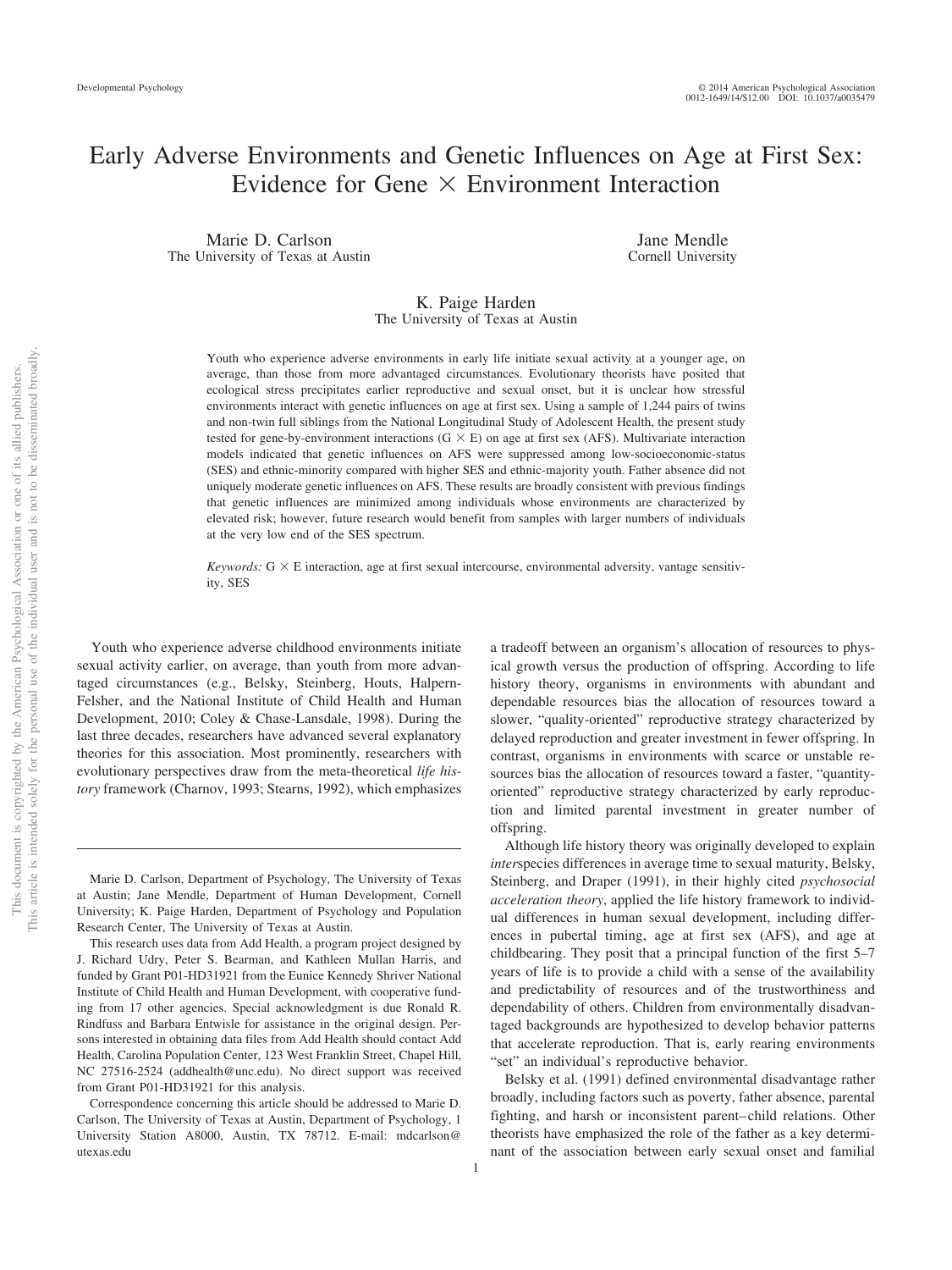# Early Adverse Environments and Genetic Influences on Age at First Sex: Evidence for Gene × Environment Interaction

Marie D. Carlson
The University of Texas at Austin

Jane Mendle
Cornell University

K. Paige Harden
The University of Texas at Austin

Youth who experience adverse environments in early life initiate sexual activity at a younger age, on average, than those from more advantaged circumstances. Evolutionary theorists have posited that ecological stress precipitates earlier reproductive and sexual onset, but it is unclear how stressful environments interact with genetic influences on age at first sex. Using a sample of 1,244 pairs of twins and non-twin full siblings from the National Longitudinal Study of Adolescent Health, the present study tested for gene-by-environment interactions (G × E) on age at first sex (AFS). Multivariate interaction models indicated that genetic influences on AFS were suppressed among low-socioeconomic-status (SES) and ethnic-minority compared with higher SES and ethnic-majority youth. Father absence did not uniquely moderate genetic influences on AFS. These results are broadly consistent with previous findings that genetic influences are minimized among individuals whose environments are characterized by elevated risk; however, future research would benefit from samples with larger numbers of individuals at the very low end of the SES spectrum.

*Keywords:* G × E interaction, age at first sexual intercourse, environmental adversity, vantage sensitivity, SES

Youth who experience adverse childhood environments initiate sexual activity earlier, on average, than youth from more advantaged circumstances (e.g., Belsky, Steinberg, Houts, Halpern-Felsher, and the National Institute of Child Health and Human Development, 2010; Coley & Chase-Lansdale, 1998). During the last three decades, researchers have advanced several explanatory theories for this association. Most prominently, researchers with evolutionary perspectives draw from the meta-theoretical *life history* framework (Charnov, 1993; Stearns, 1992), which emphasizes a tradeoff between an organism's allocation of resources to physical growth versus the production of offspring. According to life history theory, organisms in environments with abundant and dependable resources bias the allocation of resources toward a slower, "quality-oriented" reproductive strategy characterized by delayed reproduction and greater investment in fewer offspring. In contrast, organisms in environments with scarce or unstable resources bias the allocation of resources toward a faster, "quantity-oriented" reproductive strategy characterized by early reproduction and limited parental investment in greater number of offspring.

Although life history theory was originally developed to explain *inter*species differences in average time to sexual maturity, Belsky, Steinberg, and Draper (1991), in their highly cited *psychosocial acceleration theory*, applied the life history framework to individual differences in human sexual development, including differences in pubertal timing, age at first sex (AFS), and age at childbearing. They posit that a principal function of the first 5–7 years of life is to provide a child with a sense of the availability and predictability of resources and of the trustworthiness and dependability of others. Children from environmentally disadvantaged backgrounds are hypothesized to develop behavior patterns that accelerate reproduction. That is, early rearing environments "set" an individual's reproductive behavior.

Belsky et al. (1991) defined environmental disadvantage rather broadly, including factors such as poverty, father absence, parental fighting, and harsh or inconsistent parent–child relations. Other theorists have emphasized the role of the father as a key determinant of the association between early sexual onset and familial

---

Marie D. Carlson, Department of Psychology, The University of Texas at Austin; Jane Mendle, Department of Human Development, Cornell University; K. Paige Harden, Department of Psychology and Population Research Center, The University of Texas at Austin.

This research uses data from Add Health, a program project designed by J. Richard Udry, Peter S. Bearman, and Kathleen Mullan Harris, and funded by Grant P01-HD31921 from the Eunice Kennedy Shriver National Institute of Child Health and Human Development, with cooperative funding from 17 other agencies. Special acknowledgment is due Ronald R. Rindfuss and Barbara Entwisle for assistance in the original design. Persons interested in obtaining data files from Add Health should contact Add Health, Carolina Population Center, 123 West Franklin Street, Chapel Hill, NC 27516-2524 (addhealth@unc.edu). No direct support was received from Grant P01-HD31921 for this analysis.

Correspondence concerning this article should be addressed to Marie D. Carlson, The University of Texas at Austin, Department of Psychology, 1 University Station A8000, Austin, TX 78712. E-mail: mdcarlson@utexas.edu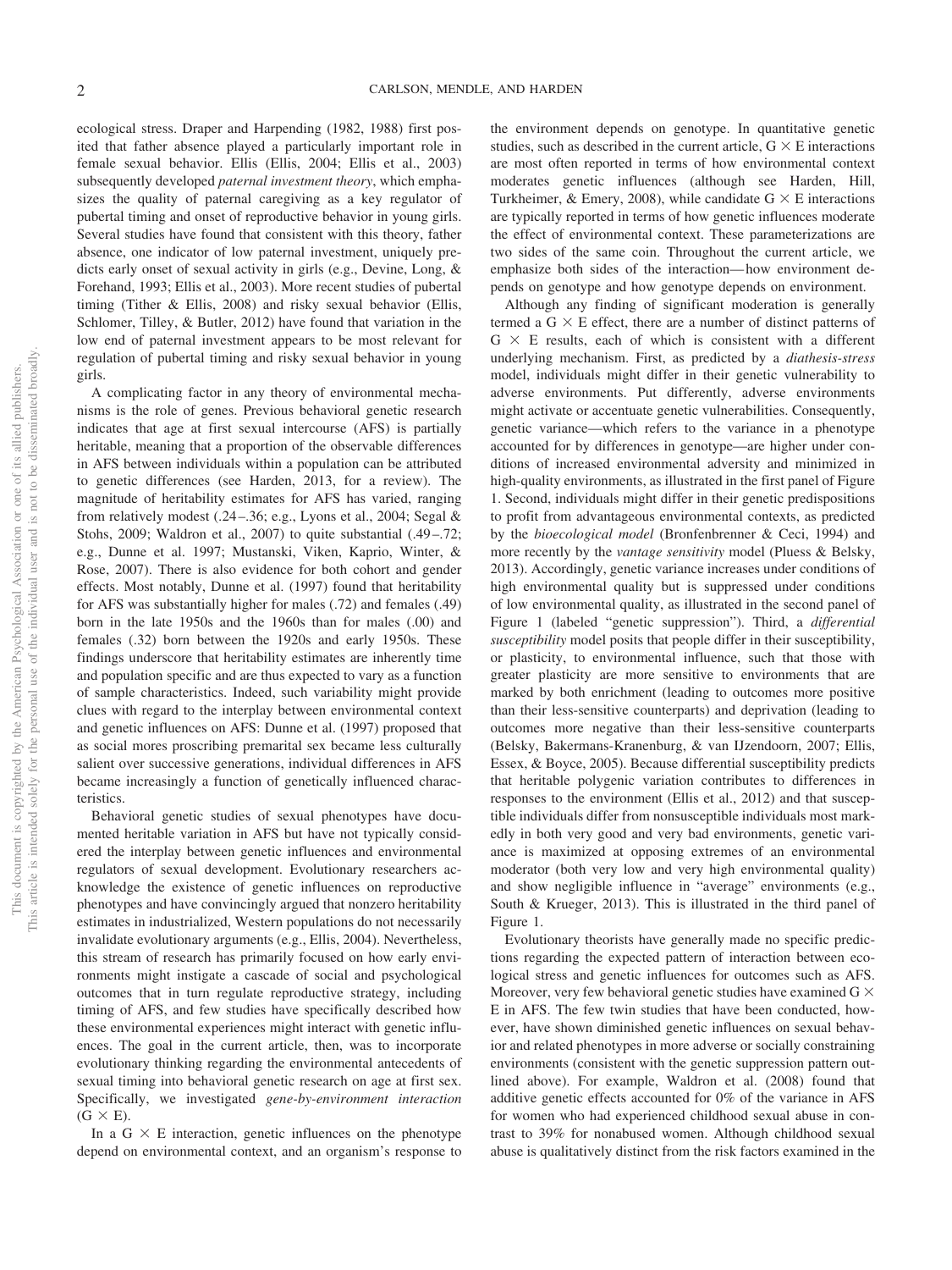ecological stress. Draper and Harpending (1982, 1988) first posited that father absence played a particularly important role in female sexual behavior. Ellis (Ellis, 2004; Ellis et al., 2003) subsequently developed *paternal investment theory*, which emphasizes the quality of paternal caregiving as a key regulator of pubertal timing and onset of reproductive behavior in young girls. Several studies have found that consistent with this theory, father absence, one indicator of low paternal investment, uniquely predicts early onset of sexual activity in girls (e.g., Devine, Long, & Forehand, 1993; Ellis et al., 2003). More recent studies of pubertal timing (Tither & Ellis, 2008) and risky sexual behavior (Ellis, Schlomer, Tilley, & Butler, 2012) have found that variation in the low end of paternal investment appears to be most relevant for regulation of pubertal timing and risky sexual behavior in young girls.

A complicating factor in any theory of environmental mechanisms is the role of genes. Previous behavioral genetic research indicates that age at first sexual intercourse (AFS) is partially heritable, meaning that a proportion of the observable differences in AFS between individuals within a population can be attributed to genetic differences (see Harden, 2013, for a review). The magnitude of heritability estimates for AFS has varied, ranging from relatively modest (.24–.36; e.g., Lyons et al., 2004; Segal & Stohs, 2009; Waldron et al., 2007) to quite substantial (.49–.72; e.g., Dunne et al. 1997; Mustanski, Viken, Kaprio, Winter, & Rose, 2007). There is also evidence for both cohort and gender effects. Most notably, Dunne et al. (1997) found that heritability for AFS was substantially higher for males (.72) and females (.49) born in the late 1950s and the 1960s than for males (.00) and females (.32) born between the 1920s and early 1950s. These findings underscore that heritability estimates are inherently time and population specific and are thus expected to vary as a function of sample characteristics. Indeed, such variability might provide clues with regard to the interplay between environmental context and genetic influences on AFS: Dunne et al. (1997) proposed that as social mores proscribing premarital sex became less culturally salient over successive generations, individual differences in AFS became increasingly a function of genetically influenced characteristics.

Behavioral genetic studies of sexual phenotypes have documented heritable variation in AFS but have not typically considered the interplay between genetic influences and environmental regulators of sexual development. Evolutionary researchers acknowledge the existence of genetic influences on reproductive phenotypes and have convincingly argued that nonzero heritability estimates in industrialized, Western populations do not necessarily invalidate evolutionary arguments (e.g., Ellis, 2004). Nevertheless, this stream of research has primarily focused on how early environments might instigate a cascade of social and psychological outcomes that in turn regulate reproductive strategy, including timing of AFS, and few studies have specifically described how these environmental experiences might interact with genetic influences. The goal in the current article, then, was to incorporate evolutionary thinking regarding the environmental antecedents of sexual timing into behavioral genetic research on age at first sex. Specifically, we investigated *gene-by-environment interaction* ($G \times E$).

In a $G \times E$ interaction, genetic influences on the phenotype depend on environmental context, and an organism's response to the environment depends on genotype. In quantitative genetic studies, such as described in the current article, $G \times E$ interactions are most often reported in terms of how environmental context moderates genetic influences (although see Harden, Hill, Turkheimer, & Emery, 2008), while candidate $G \times E$ interactions are typically reported in terms of how genetic influences moderate the effect of environmental context. These parameterizations are two sides of the same coin. Throughout the current article, we emphasize both sides of the interaction—how environment depends on genotype and how genotype depends on environment.

Although any finding of significant moderation is generally termed a $G \times E$ effect, there are a number of distinct patterns of $G \times E$ results, each of which is consistent with a different underlying mechanism. First, as predicted by a *diathesis-stress* model, individuals might differ in their genetic vulnerability to adverse environments. Put differently, adverse environments might activate or accentuate genetic vulnerabilities. Consequently, genetic variance—which refers to the variance in a phenotype accounted for by differences in genotype—are higher under conditions of increased environmental adversity and minimized in high-quality environments, as illustrated in the first panel of Figure 1. Second, individuals might differ in their genetic predispositions to profit from advantageous environmental contexts, as predicted by the *bioecological model* (Bronfenbrenner & Ceci, 1994) and more recently by the *vantage sensitivity* model (Pluess & Belsky, 2013). Accordingly, genetic variance increases under conditions of high environmental quality but is suppressed under conditions of low environmental quality, as illustrated in the second panel of Figure 1 (labeled "genetic suppression"). Third, a *differential susceptibility* model posits that people differ in their susceptibility, or plasticity, to environmental influence, such that those with greater plasticity are more sensitive to environments that are marked by both enrichment (leading to outcomes more positive than their less-sensitive counterparts) and deprivation (leading to outcomes more negative than their less-sensitive counterparts (Belsky, Bakermans-Kranenburg, & van IJzendoorn, 2007; Ellis, Essex, & Boyce, 2005). Because differential susceptibility predicts that heritable polygenic variation contributes to differences in responses to the environment (Ellis et al., 2012) and that susceptible individuals differ from nonsusceptible individuals most markedly in both very good and very bad environments, genetic variance is maximized at opposing extremes of an environmental moderator (both very low and very high environmental quality) and show negligible influence in "average" environments (e.g., South & Krueger, 2013). This is illustrated in the third panel of Figure 1.

Evolutionary theorists have generally made no specific predictions regarding the expected pattern of interaction between ecological stress and genetic influences for outcomes such as AFS. Moreover, very few behavioral genetic studies have examined $G \times E$ in AFS. The few twin studies that have been conducted, however, have shown diminished genetic influences on sexual behavior and related phenotypes in more adverse or socially constraining environments (consistent with the genetic suppression pattern outlined above). For example, Waldron et al. (2008) found that additive genetic effects accounted for 0% of the variance in AFS for women who had experienced childhood sexual abuse in contrast to 39% for nonabused women. Although childhood sexual abuse is qualitatively distinct from the risk factors examined in the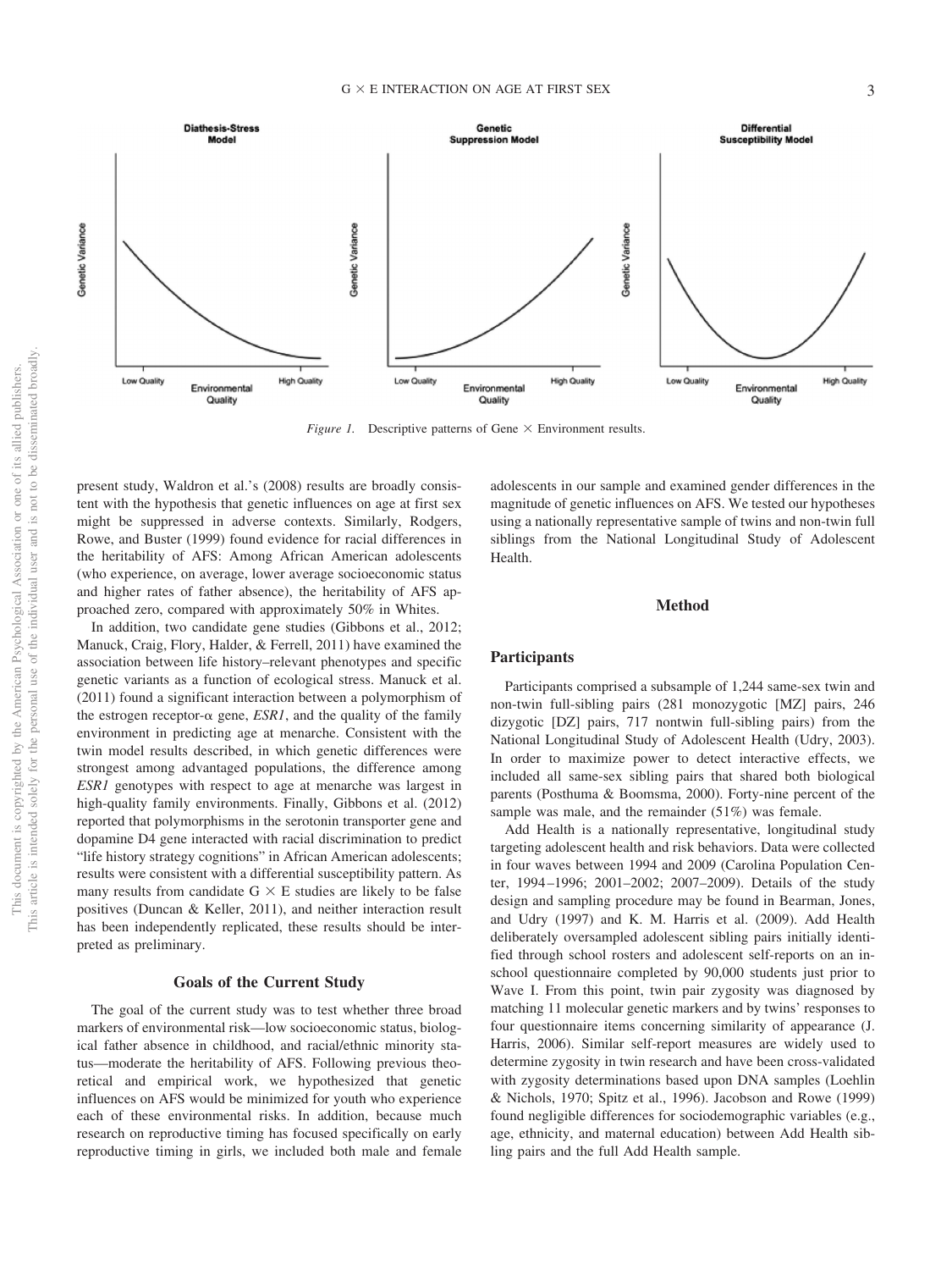*Figure 1.* Descriptive patterns of Gene × Environment results.

present study, Waldron et al.'s (2008) results are broadly consistent with the hypothesis that genetic influences on age at first sex might be suppressed in adverse contexts. Similarly, Rodgers, Rowe, and Buster (1999) found evidence for racial differences in the heritability of AFS: Among African American adolescents (who experience, on average, lower average socioeconomic status and higher rates of father absence), the heritability of AFS approached zero, compared with approximately 50% in Whites.

In addition, two candidate gene studies (Gibbons et al., 2012; Manuck, Craig, Flory, Halder, & Ferrell, 2011) have examined the association between life history–relevant phenotypes and specific genetic variants as a function of ecological stress. Manuck et al. (2011) found a significant interaction between a polymorphism of the estrogen receptor-α gene, *ESR1*, and the quality of the family environment in predicting age at menarche. Consistent with the twin model results described, in which genetic differences were strongest among advantaged populations, the difference among *ESR1* genotypes with respect to age at menarche was largest in high-quality family environments. Finally, Gibbons et al. (2012) reported that polymorphisms in the serotonin transporter gene and dopamine D4 gene interacted with racial discrimination to predict "life history strategy cognitions" in African American adolescents; results were consistent with a differential susceptibility pattern. As many results from candidate G × E studies are likely to be false positives (Duncan & Keller, 2011), and neither interaction result has been independently replicated, these results should be interpreted as preliminary.

## Goals of the Current Study

The goal of the current study was to test whether three broad markers of environmental risk—low socioeconomic status, biological father absence in childhood, and racial/ethnic minority status—moderate the heritability of AFS. Following previous theoretical and empirical work, we hypothesized that genetic influences on AFS would be minimized for youth who experience each of these environmental risks. In addition, because much research on reproductive timing has focused specifically on early reproductive timing in girls, we included both male and female adolescents in our sample and examined gender differences in the magnitude of genetic influences on AFS. We tested our hypotheses using a nationally representative sample of twins and non-twin full siblings from the National Longitudinal Study of Adolescent Health.

## Method

### Participants

Participants comprised a subsample of 1,244 same-sex twin and non-twin full-sibling pairs (281 monozygotic [MZ] pairs, 246 dizygotic [DZ] pairs, 717 nontwin full-sibling pairs) from the National Longitudinal Study of Adolescent Health (Udry, 2003). In order to maximize power to detect interactive effects, we included all same-sex sibling pairs that shared both biological parents (Posthuma & Boomsma, 2000). Forty-nine percent of the sample was male, and the remainder (51%) was female.

Add Health is a nationally representative, longitudinal study targeting adolescent health and risk behaviors. Data were collected in four waves between 1994 and 2009 (Carolina Population Center, 1994–1996; 2001–2002; 2007–2009). Details of the study design and sampling procedure may be found in Bearman, Jones, and Udry (1997) and K. M. Harris et al. (2009). Add Health deliberately oversampled adolescent sibling pairs initially identified through school rosters and adolescent self-reports on an in-school questionnaire completed by 90,000 students just prior to Wave I. From this point, twin pair zygosity was diagnosed by matching 11 molecular genetic markers and by twins' responses to four questionnaire items concerning similarity of appearance (J. Harris, 2006). Similar self-report measures are widely used to determine zygosity in twin research and have been cross-validated with zygosity determinations based upon DNA samples (Loehlin & Nichols, 1970; Spitz et al., 1996). Jacobson and Rowe (1999) found negligible differences for sociodemographic variables (e.g., age, ethnicity, and maternal education) between Add Health sibling pairs and the full Add Health sample.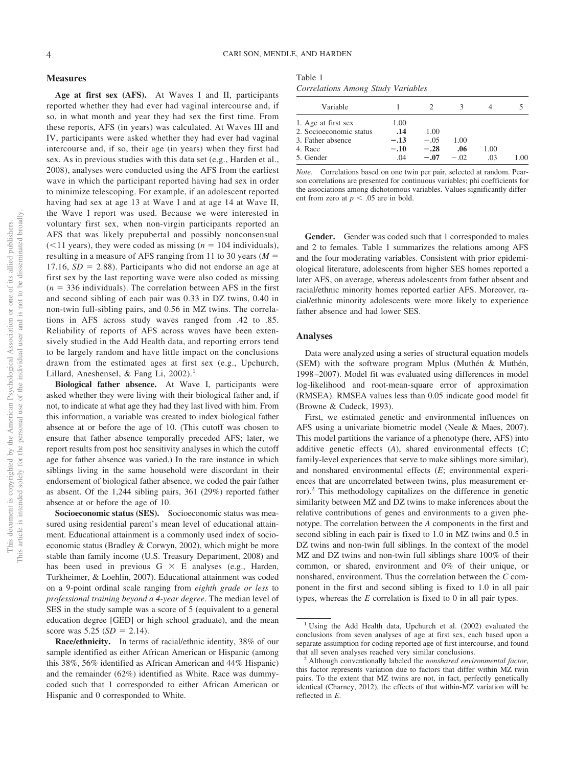## Measures

**Age at first sex (AFS).** At Waves I and II, participants reported whether they had ever had vaginal intercourse and, if so, in what month and year they had sex the first time. From these reports, AFS (in years) was calculated. At Waves III and IV, participants were asked whether they had ever had vaginal intercourse and, if so, their age (in years) when they first had sex. As in previous studies with this data set (e.g., Harden et al., 2008), analyses were conducted using the AFS from the earliest wave in which the participant reported having had sex in order to minimize telescoping. For example, if an adolescent reported having had sex at age 13 at Wave I and at age 14 at Wave II, the Wave I report was used. Because we were interested in voluntary first sex, when non-virgin participants reported an AFS that was likely prepubertal and possibly nonconsensual (<11 years), they were coded as missing ($n$ = 104 individuals), resulting in a measure of AFS ranging from 11 to 30 years ($M$ = 17.16, $SD$ = 2.88). Participants who did not endorse an age at first sex by the last reporting wave were also coded as missing ($n$ = 336 individuals). The correlation between AFS in the first and second sibling of each pair was 0.33 in DZ twins, 0.40 in non-twin full-sibling pairs, and 0.56 in MZ twins. The correlations in AFS across study waves ranged from .42 to .85. Reliability of reports of AFS across waves have been extensively studied in the Add Health data, and reporting errors tend to be largely random and have little impact on the conclusions drawn from the estimated ages at first sex (e.g., Upchurch, Lillard, Aneshensel, & Fang Li, 2002).[1]

**Biological father absence.** At Wave I, participants were asked whether they were living with their biological father and, if not, to indicate at what age they had they last lived with him. From this information, a variable was created to index biological father absence at or before the age of 10. (This cutoff was chosen to ensure that father absence temporally preceded AFS; later, we report results from post hoc sensitivity analyses in which the cutoff age for father absence was varied.) In the rare instance in which siblings living in the same household were discordant in their endorsement of biological father absence, we coded the pair father as absent. Of the 1,244 sibling pairs, 361 (29%) reported father absence at or before the age of 10.

**Socioeconomic status (SES).** Socioeconomic status was measured using residential parent's mean level of educational attainment. Educational attainment is a commonly used index of socioeconomic status (Bradley & Corwyn, 2002), which might be more stable than family income (U.S. Treasury Department, 2008) and has been used in previous G × E analyses (e.g., Harden, Turkheimer, & Loehlin, 2007). Educational attainment was coded on a 9-point ordinal scale ranging from *eighth grade or less* to *professional training beyond a 4-year degree*. The median level of SES in the study sample was a score of 5 (equivalent to a general education degree [GED] or high school graduate), and the mean score was 5.25 ($SD$ = 2.14).

**Race/ethnicity.** In terms of racial/ethnic identity, 38% of our sample identified as either African American or Hispanic (among this 38%, 56% identified as African American and 44% Hispanic) and the remainder (62%) identified as White. Race was dummy-coded such that 1 corresponded to either African American or Hispanic and 0 corresponded to White.

Table 1
*Correlations Among Study Variables*

| Variable | 1 | 2 | 3 | 4 | 5 |
|---|---|---|---|---|---|
| 1. Age at first sex | 1.00 | | | | |
| 2. Socioeconomic status | **.14** | 1.00 | | | |
| 3. Father absence | **−.13** | −.05 | 1.00 | | |
| 4. Race | **−.10** | **−.28** | **.06** | 1.00 | |
| 5. Gender | .04 | **−.07** | −.02 | .03 | 1.00 |

*Note*. Correlations based on one twin per pair, selected at random. Pearson correlations are presented for continuous variables; phi coefficients for the associations among dichotomous variables. Values significantly different from zero at $p < .05$ are in bold.

**Gender.** Gender was coded such that 1 corresponded to males and 2 to females. Table 1 summarizes the relations among AFS and the four moderating variables. Consistent with prior epidemiological literature, adolescents from higher SES homes reported a later AFS, on average, whereas adolescents from father absent and racial/ethnic minority homes reported earlier AFS. Moreover, racial/ethnic minority adolescents were more likely to experience father absence and had lower SES.

## Analyses

Data were analyzed using a series of structural equation models (SEM) with the software program Mplus (Muthén & Muthén, 1998–2007). Model fit was evaluated using differences in model log-likelihood and root-mean-square error of approximation (RMSEA). RMSEA values less than 0.05 indicate good model fit (Browne & Cudeck, 1993).

First, we estimated genetic and environmental influences on AFS using a univariate biometric model (Neale & Maes, 2007). This model partitions the variance of a phenotype (here, AFS) into additive genetic effects ($A$), shared environmental effects ($C$; family-level experiences that serve to make siblings more similar), and nonshared environmental effects ($E$; environmental experiences that are uncorrelated between twins, plus measurement error).[2] This methodology capitalizes on the difference in genetic similarity between MZ and DZ twins to make inferences about the relative contributions of genes and environments to a given phenotype. The correlation between the $A$ components in the first and second sibling in each pair is fixed to 1.0 in MZ twins and 0.5 in DZ twins and non-twin full siblings. In the context of the model MZ and DZ twins and non-twin full siblings share 100% of their common, or shared, environment and 0% of their unique, or nonshared, environment. Thus the correlation between the $C$ component in the first and second sibling is fixed to 1.0 in all pair types, whereas the $E$ correlation is fixed to 0 in all pair types.

[1] Using the Add Health data, Upchurch et al. (2002) evaluated the conclusions from seven analyses of age at first sex, each based upon a separate assumption for coding reported age of first intercourse, and found that all seven analyses reached very similar conclusions.

[2] Although conventionally labeled the *nonshared environmental factor*, this factor represents variation due to factors that differ within MZ twin pairs. To the extent that MZ twins are not, in fact, perfectly genetically identical (Charney, 2012), the effects of that within-MZ variation will be reflected in $E$.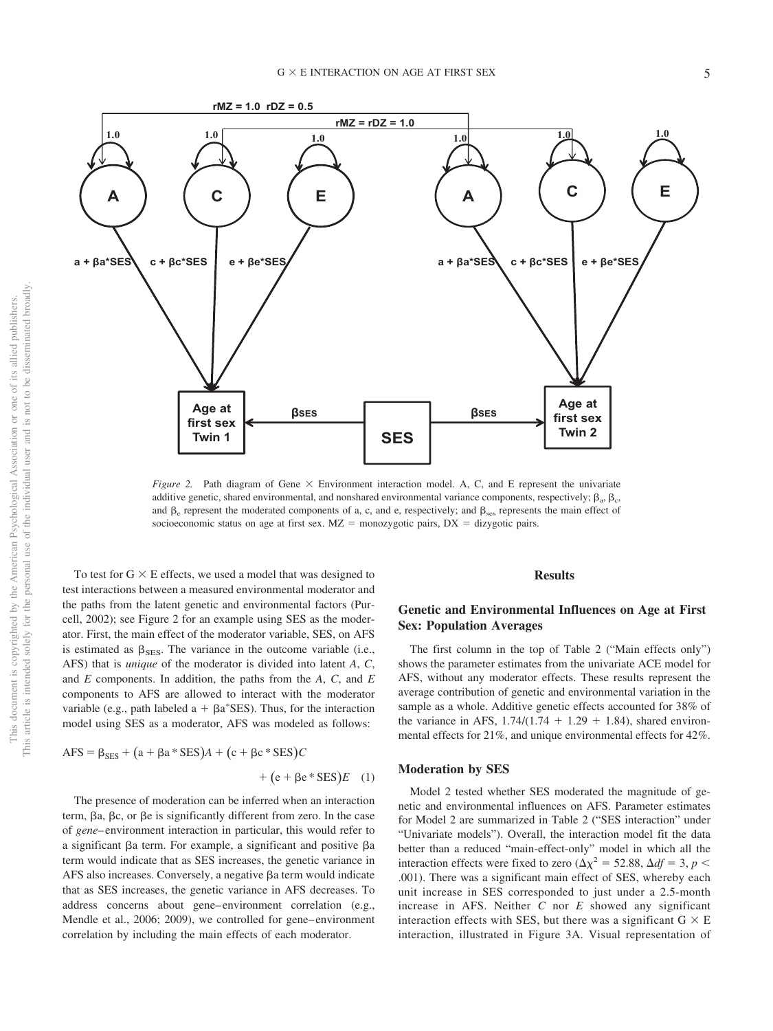*Figure 2.* Path diagram of Gene × Environment interaction model. A, C, and E represent the univariate additive genetic, shared environmental, and nonshared environmental variance components, respectively; $\beta_a$, $\beta_c$, and $\beta_e$ represent the moderated components of a, c, and e, respectively; and $\beta_{ses}$ represents the main effect of socioeconomic status on age at first sex. MZ = monozygotic pairs, DX = dizygotic pairs.

To test for G × E effects, we used a model that was designed to test interactions between a measured environmental moderator and the paths from the latent genetic and environmental factors (Purcell, 2002); see Figure 2 for an example using SES as the moderator. First, the main effect of the moderator variable, SES, on AFS is estimated as $\beta_{SES}$. The variance in the outcome variable (i.e., AFS) that is *unique* of the moderator is divided into latent *A*, *C*, and *E* components. In addition, the paths from the *A*, *C*, and *E* components to AFS are allowed to interact with the moderator variable (e.g., path labeled a + βa*SES). Thus, for the interaction model using SES as a moderator, AFS was modeled as follows:

$$\text{AFS} = \beta_{\text{SES}} + (\text{a} + \beta\text{a} * \text{SES})A + (\text{c} + \beta\text{c} * \text{SES})C + (\text{e} + \beta\text{e} * \text{SES})E \quad (1)$$

The presence of moderation can be inferred when an interaction term, βa, βc, or βe is significantly different from zero. In the case of *gene*–environment interaction in particular, this would refer to a significant βa term. For example, a significant and positive βa term would indicate that as SES increases, the genetic variance in AFS also increases. Conversely, a negative βa term would indicate that as SES increases, the genetic variance in AFS decreases. To address concerns about gene–environment correlation (e.g., Mendle et al., 2006; 2009), we controlled for gene–environment correlation by including the main effects of each moderator.

## Results

### Genetic and Environmental Influences on Age at First Sex: Population Averages

The first column in the top of Table 2 ("Main effects only") shows the parameter estimates from the univariate ACE model for AFS, without any moderator effects. These results represent the average contribution of genetic and environmental variation in the sample as a whole. Additive genetic effects accounted for 38% of the variance in AFS, 1.74/(1.74 + 1.29 + 1.84), shared environmental effects for 21%, and unique environmental effects for 42%.

### Moderation by SES

Model 2 tested whether SES moderated the magnitude of genetic and environmental influences on AFS. Parameter estimates for Model 2 are summarized in Table 2 ("SES interaction" under "Univariate models"). Overall, the interaction model fit the data better than a reduced "main-effect-only" model in which all the interaction effects were fixed to zero ($\Delta\chi^2 = 52.88$, $\Delta df = 3$, $p <$ .001). There was a significant main effect of SES, whereby each unit increase in SES corresponded to just under a 2.5-month increase in AFS. Neither *C* nor *E* showed any significant interaction effects with SES, but there was a significant G × E interaction, illustrated in Figure 3A. Visual representation of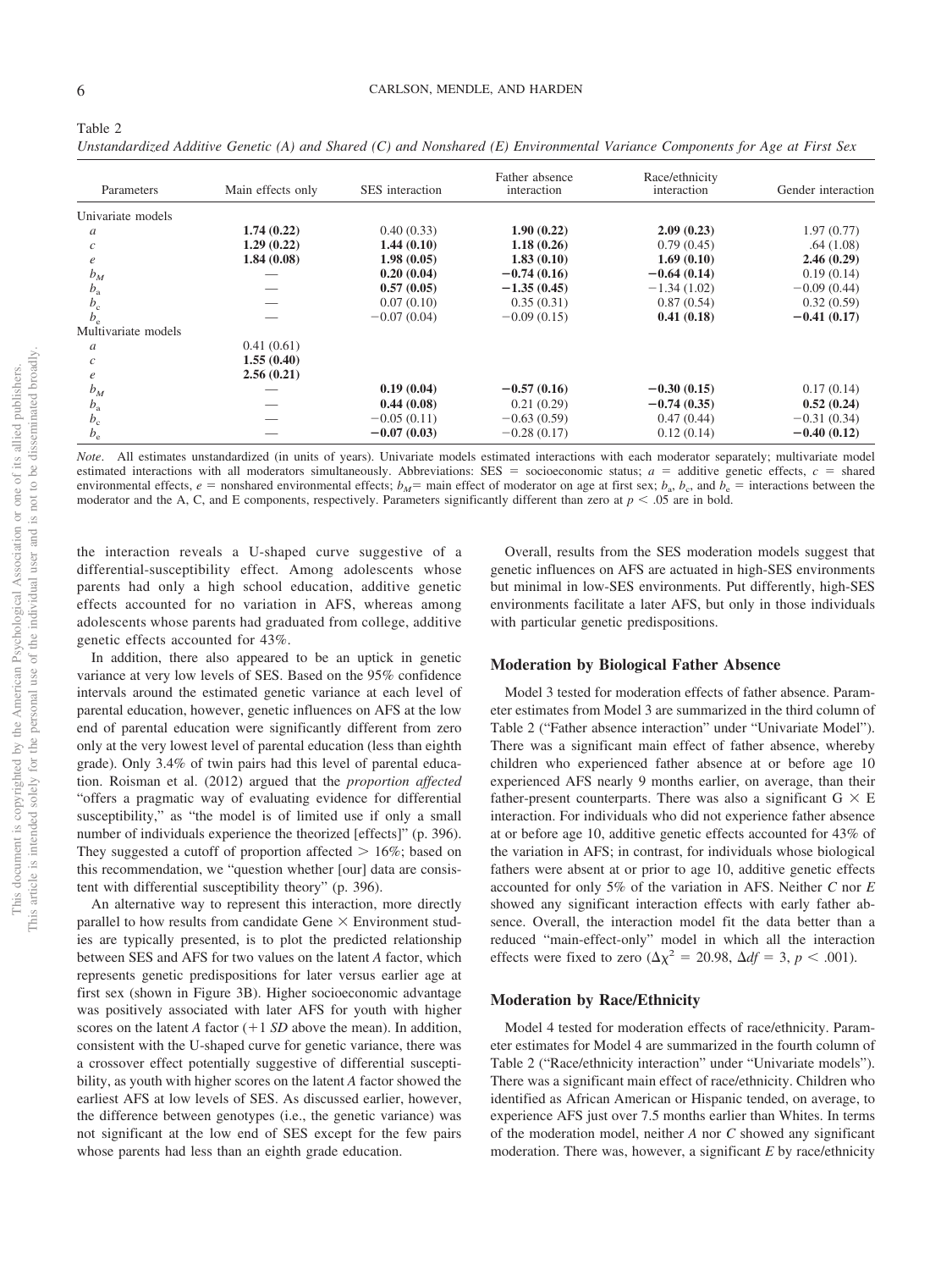Table 2

*Unstandardized Additive Genetic (A) and Shared (C) and Nonshared (E) Environmental Variance Components for Age at First Sex*

| Parameters | Main effects only | SES interaction | Father absence interaction | Race/ethnicity interaction | Gender interaction |
|---|---|---|---|---|---|
| Univariate models | | | | | |
| $a$ | **1.74 (0.22)** | 0.40 (0.33) | **1.90 (0.22)** | **2.09 (0.23)** | 1.97 (0.77) |
| $c$ | **1.29 (0.22)** | **1.44 (0.10)** | **1.18 (0.26)** | 0.79 (0.45) | .64 (1.08) |
| $e$ | **1.84 (0.08)** | **1.98 (0.05)** | **1.83 (0.10)** | **1.69 (0.10)** | **2.46 (0.29)** |
| $b_M$ | — | **0.20 (0.04)** | **−0.74 (0.16)** | **−0.64 (0.14)** | 0.19 (0.14) |
| $b_a$ | — | **0.57 (0.05)** | **−1.35 (0.45)** | −1.34 (1.02) | −0.09 (0.44) |
| $b_c$ | — | 0.07 (0.10) | 0.35 (0.31) | 0.87 (0.54) | 0.32 (0.59) |
| $b_e$ | — | −0.07 (0.04) | −0.09 (0.15) | **0.41 (0.18)** | **−0.41 (0.17)** |
| Multivariate models | | | | | |
| $a$ | 0.41 (0.61) | | | | |
| $c$ | **1.55 (0.40)** | | | | |
| $e$ | **2.56 (0.21)** | | | | |
| $b_M$ | — | **0.19 (0.04)** | **−0.57 (0.16)** | **−0.30 (0.15)** | 0.17 (0.14) |
| $b_a$ | — | **0.44 (0.08)** | 0.21 (0.29) | **−0.74 (0.35)** | **0.52 (0.24)** |
| $b_c$ | — | −0.05 (0.11) | −0.63 (0.59) | 0.47 (0.44) | −0.31 (0.34) |
| $b_e$ | — | **−0.07 (0.03)** | −0.28 (0.17) | 0.12 (0.14) | **−0.40 (0.12)** |

*Note*. All estimates unstandardized (in units of years). Univariate models estimated interactions with each moderator separately; multivariate model estimated interactions with all moderators simultaneously. Abbreviations: SES = socioeconomic status; $a$ = additive genetic effects, $c$ = shared environmental effects, $e$ = nonshared environmental effects; $b_M$ = main effect of moderator on age at first sex; $b_a$, $b_c$, and $b_e$ = interactions between the moderator and the A, C, and E components, respectively. Parameters significantly different than zero at $p < .05$ are in bold.

the interaction reveals a U-shaped curve suggestive of a differential-susceptibility effect. Among adolescents whose parents had only a high school education, additive genetic effects accounted for no variation in AFS, whereas among adolescents whose parents had graduated from college, additive genetic effects accounted for 43%.

In addition, there also appeared to be an uptick in genetic variance at very low levels of SES. Based on the 95% confidence intervals around the estimated genetic variance at each level of parental education, however, genetic influences on AFS at the low end of parental education were significantly different from zero only at the very lowest level of parental education (less than eighth grade). Only 3.4% of twin pairs had this level of parental education. Roisman et al. (2012) argued that the *proportion affected* "offers a pragmatic way of evaluating evidence for differential susceptibility," as "the model is of limited use if only a small number of individuals experience the theorized [effects]" (p. 396). They suggested a cutoff of proportion affected > 16%; based on this recommendation, we "question whether [our] data are consistent with differential susceptibility theory" (p. 396).

An alternative way to represent this interaction, more directly parallel to how results from candidate Gene × Environment studies are typically presented, is to plot the predicted relationship between SES and AFS for two values on the latent *A* factor, which represents genetic predispositions for later versus earlier age at first sex (shown in Figure 3B). Higher socioeconomic advantage was positively associated with later AFS for youth with higher scores on the latent *A* factor (+1 *SD* above the mean). In addition, consistent with the U-shaped curve for genetic variance, there was a crossover effect potentially suggestive of differential susceptibility, as youth with higher scores on the latent *A* factor showed the earliest AFS at low levels of SES. As discussed earlier, however, the difference between genotypes (i.e., the genetic variance) was not significant at the low end of SES except for the few pairs whose parents had less than an eighth grade education.

Overall, results from the SES moderation models suggest that genetic influences on AFS are actuated in high-SES environments but minimal in low-SES environments. Put differently, high-SES environments facilitate a later AFS, but only in those individuals with particular genetic predispositions.

### Moderation by Biological Father Absence

Model 3 tested for moderation effects of father absence. Parameter estimates from Model 3 are summarized in the third column of Table 2 ("Father absence interaction" under "Univariate Model"). There was a significant main effect of father absence, whereby children who experienced father absence at or before age 10 experienced AFS nearly 9 months earlier, on average, than their father-present counterparts. There was also a significant G × E interaction. For individuals who did not experience father absence at or before age 10, additive genetic effects accounted for 43% of the variation in AFS; in contrast, for individuals whose biological fathers were absent at or prior to age 10, additive genetic effects accounted for only 5% of the variation in AFS. Neither *C* nor *E* showed any significant interaction effects with early father absence. Overall, the interaction model fit the data better than a reduced "main-effect-only" model in which all the interaction effects were fixed to zero ($\Delta\chi^2 = 20.98$, $\Delta df = 3$, $p < .001$).

### Moderation by Race/Ethnicity

Model 4 tested for moderation effects of race/ethnicity. Parameter estimates for Model 4 are summarized in the fourth column of Table 2 ("Race/ethnicity interaction" under "Univariate models"). There was a significant main effect of race/ethnicity. Children who identified as African American or Hispanic tended, on average, to experience AFS just over 7.5 months earlier than Whites. In terms of the moderation model, neither *A* nor *C* showed any significant moderation. There was, however, a significant *E* by race/ethnicity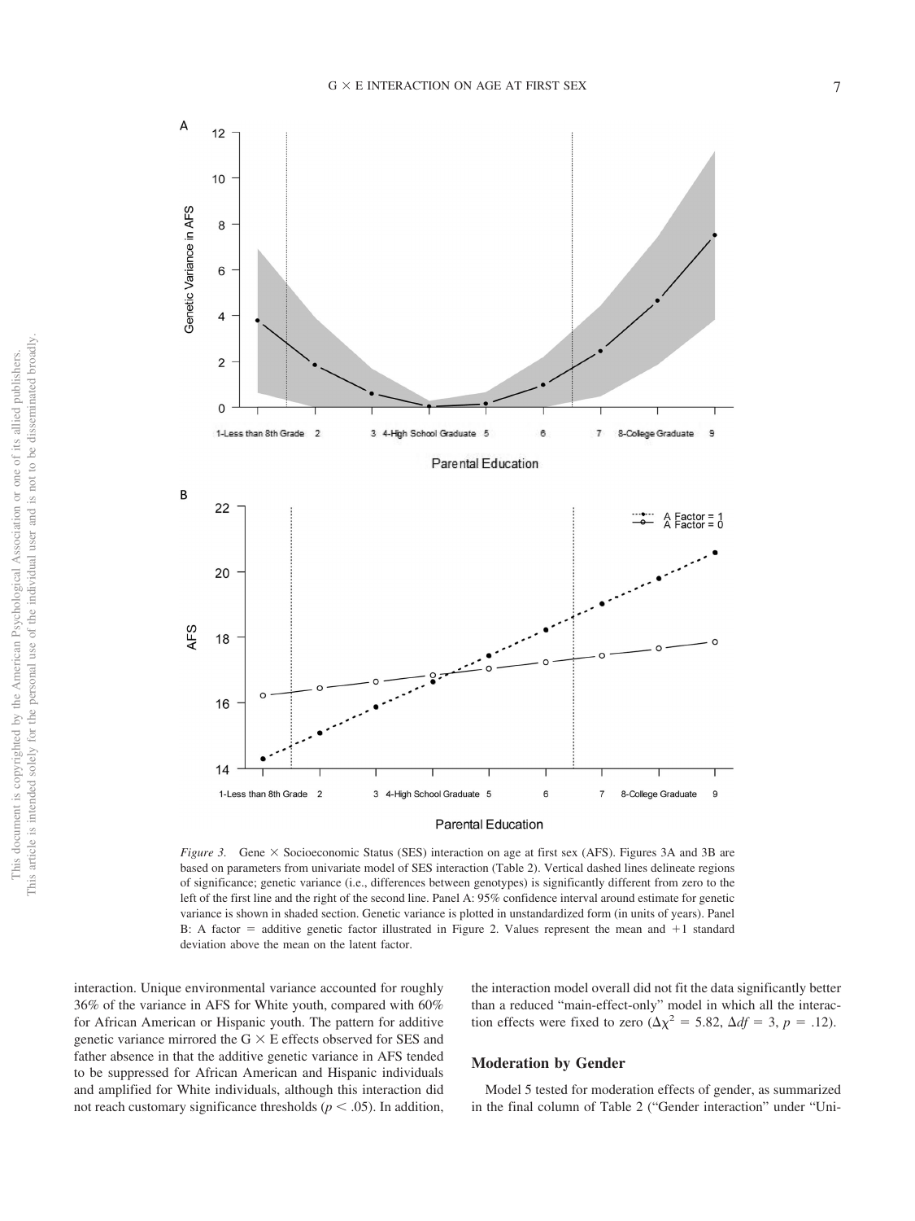*Figure 3.* Gene × Socioeconomic Status (SES) interaction on age at first sex (AFS). Figures 3A and 3B are based on parameters from univariate model of SES interaction (Table 2). Vertical dashed lines delineate regions of significance; genetic variance (i.e., differences between genotypes) is significantly different from zero to the left of the first line and the right of the second line. Panel A: 95% confidence interval around estimate for genetic variance is shown in shaded section. Genetic variance is plotted in unstandardized form (in units of years). Panel B: A factor = additive genetic factor illustrated in Figure 2. Values represent the mean and +1 standard deviation above the mean on the latent factor.

interaction. Unique environmental variance accounted for roughly 36% of the variance in AFS for White youth, compared with 60% for African American or Hispanic youth. The pattern for additive genetic variance mirrored the G × E effects observed for SES and father absence in that the additive genetic variance in AFS tended to be suppressed for African American and Hispanic individuals and amplified for White individuals, although this interaction did not reach customary significance thresholds ($p < .05$). In addition, the interaction model overall did not fit the data significantly better than a reduced "main-effect-only" model in which all the interaction effects were fixed to zero ($\Delta\chi^2 = 5.82$, $\Delta df = 3$, $p = .12$).

## Moderation by Gender

Model 5 tested for moderation effects of gender, as summarized in the final column of Table 2 ("Gender interaction" under "Uni-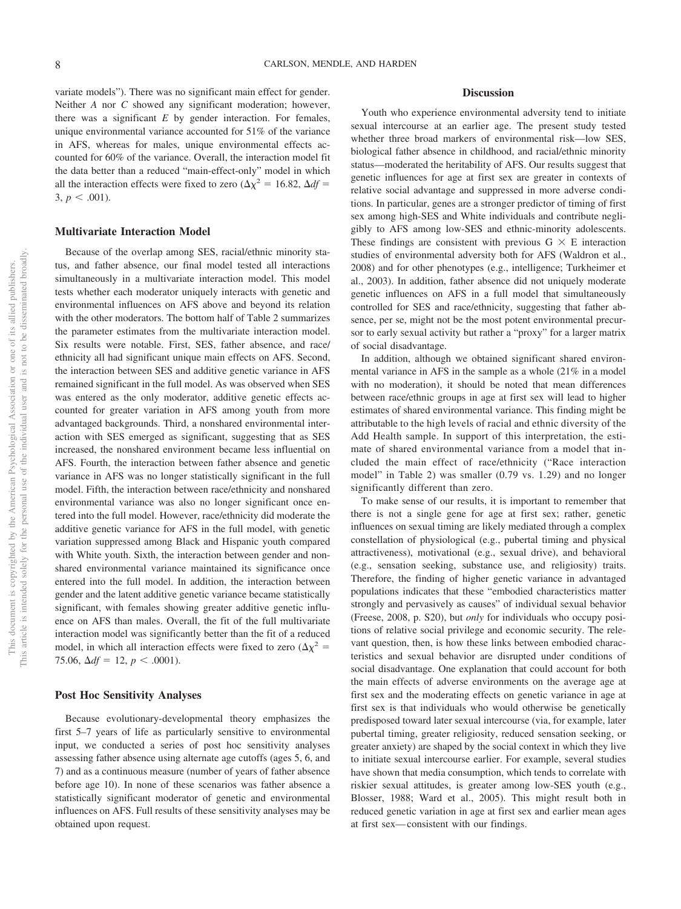variate models"). There was no significant main effect for gender. Neither *A* nor *C* showed any significant moderation; however, there was a significant *E* by gender interaction. For females, unique environmental variance accounted for 51% of the variance in AFS, whereas for males, unique environmental effects accounted for 60% of the variance. Overall, the interaction model fit the data better than a reduced "main-effect-only" model in which all the interaction effects were fixed to zero ($\Delta\chi^2 = 16.82$, $\Delta df = 3$, $p < .001$).

### Multivariate Interaction Model

Because of the overlap among SES, racial/ethnic minority status, and father absence, our final model tested all interactions simultaneously in a multivariate interaction model. This model tests whether each moderator uniquely interacts with genetic and environmental influences on AFS above and beyond its relation with the other moderators. The bottom half of Table 2 summarizes the parameter estimates from the multivariate interaction model. Six results were notable. First, SES, father absence, and race/ethnicity all had significant unique main effects on AFS. Second, the interaction between SES and additive genetic variance in AFS remained significant in the full model. As was observed when SES was entered as the only moderator, additive genetic effects accounted for greater variation in AFS among youth from more advantaged backgrounds. Third, a nonshared environmental interaction with SES emerged as significant, suggesting that as SES increased, the nonshared environment became less influential on AFS. Fourth, the interaction between father absence and genetic variance in AFS was no longer statistically significant in the full model. Fifth, the interaction between race/ethnicity and nonshared environmental variance was also no longer significant once entered into the full model. However, race/ethnicity did moderate the additive genetic variance for AFS in the full model, with genetic variation suppressed among Black and Hispanic youth compared with White youth. Sixth, the interaction between gender and nonshared environmental variance maintained its significance once entered into the full model. In addition, the interaction between gender and the latent additive genetic variance became statistically significant, with females showing greater additive genetic influence on AFS than males. Overall, the fit of the full multivariate interaction model was significantly better than the fit of a reduced model, in which all interaction effects were fixed to zero ($\Delta\chi^2 = 75.06$, $\Delta df = 12$, $p < .0001$).

### Post Hoc Sensitivity Analyses

Because evolutionary-developmental theory emphasizes the first 5–7 years of life as particularly sensitive to environmental input, we conducted a series of post hoc sensitivity analyses assessing father absence using alternate age cutoffs (ages 5, 6, and 7) and as a continuous measure (number of years of father absence before age 10). In none of these scenarios was father absence a statistically significant moderator of genetic and environmental influences on AFS. Full results of these sensitivity analyses may be obtained upon request.

## Discussion

Youth who experience environmental adversity tend to initiate sexual intercourse at an earlier age. The present study tested whether three broad markers of environmental risk—low SES, biological father absence in childhood, and racial/ethnic minority status—moderated the heritability of AFS. Our results suggest that genetic influences for age at first sex are greater in contexts of relative social advantage and suppressed in more adverse conditions. In particular, genes are a stronger predictor of timing of first sex among high-SES and White individuals and contribute negligibly to AFS among low-SES and ethnic-minority adolescents. These findings are consistent with previous G $\times$ E interaction studies of environmental adversity both for AFS (Waldron et al., 2008) and for other phenotypes (e.g., intelligence; Turkheimer et al., 2003). In addition, father absence did not uniquely moderate genetic influences on AFS in a full model that simultaneously controlled for SES and race/ethnicity, suggesting that father absence, per se, might not be the most potent environmental precursor to early sexual activity but rather a "proxy" for a larger matrix of social disadvantage.

In addition, although we obtained significant shared environmental variance in AFS in the sample as a whole (21% in a model with no moderation), it should be noted that mean differences between race/ethnic groups in age at first sex will lead to higher estimates of shared environmental variance. This finding might be attributable to the high levels of racial and ethnic diversity of the Add Health sample. In support of this interpretation, the estimate of shared environmental variance from a model that included the main effect of race/ethnicity ("Race interaction model" in Table 2) was smaller (0.79 vs. 1.29) and no longer significantly different than zero.

To make sense of our results, it is important to remember that there is not a single gene for age at first sex; rather, genetic influences on sexual timing are likely mediated through a complex constellation of physiological (e.g., pubertal timing and physical attractiveness), motivational (e.g., sexual drive), and behavioral (e.g., sensation seeking, substance use, and religiosity) traits. Therefore, the finding of higher genetic variance in advantaged populations indicates that these "embodied characteristics matter strongly and pervasively as causes" of individual sexual behavior (Freese, 2008, p. S20), but *only* for individuals who occupy positions of relative social privilege and economic security. The relevant question, then, is how these links between embodied characteristics and sexual behavior are disrupted under conditions of social disadvantage. One explanation that could account for both the main effects of adverse environments on the average age at first sex and the moderating effects on genetic variance in age at first sex is that individuals who would otherwise be genetically predisposed toward later sexual intercourse (via, for example, later pubertal timing, greater religiosity, reduced sensation seeking, or greater anxiety) are shaped by the social context in which they live to initiate sexual intercourse earlier. For example, several studies have shown that media consumption, which tends to correlate with riskier sexual attitudes, is greater among low-SES youth (e.g., Blosser, 1988; Ward et al., 2005). This might result both in reduced genetic variation in age at first sex and earlier mean ages at first sex—consistent with our findings.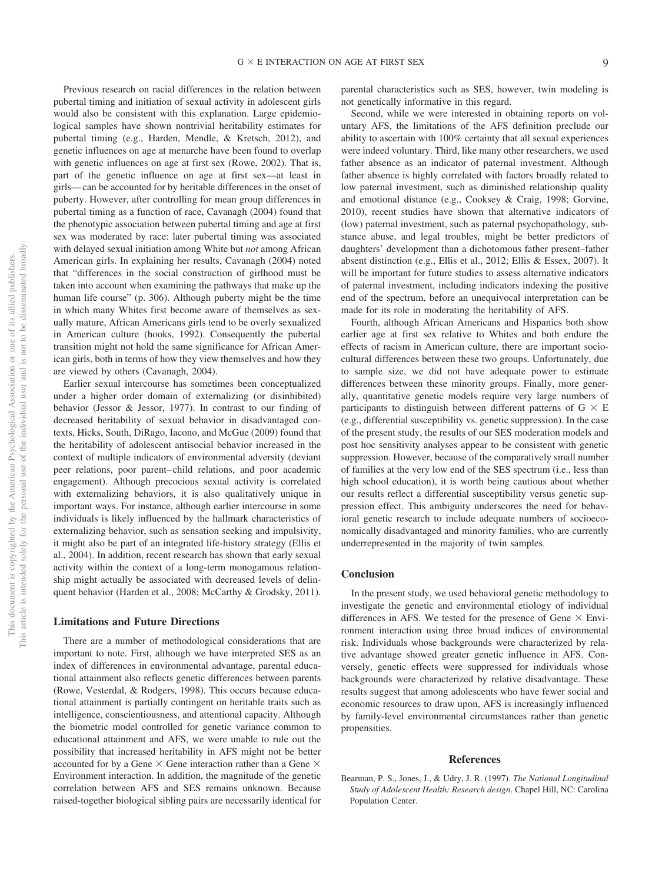Previous research on racial differences in the relation between pubertal timing and initiation of sexual activity in adolescent girls would also be consistent with this explanation. Large epidemiological samples have shown nontrivial heritability estimates for pubertal timing (e.g., Harden, Mendle, & Kretsch, 2012), and genetic influences on age at menarche have been found to overlap with genetic influences on age at first sex (Rowe, 2002). That is, part of the genetic influence on age at first sex—at least in girls—can be accounted for by heritable differences in the onset of puberty. However, after controlling for mean group differences in pubertal timing as a function of race, Cavanagh (2004) found that the phenotypic association between pubertal timing and age at first sex was moderated by race: later pubertal timing was associated with delayed sexual initiation among White but *not* among African American girls. In explaining her results, Cavanagh (2004) noted that "differences in the social construction of girlhood must be taken into account when examining the pathways that make up the human life course" (p. 306). Although puberty might be the time in which many Whites first become aware of themselves as sexually mature, African Americans girls tend to be overly sexualized in American culture (hooks, 1992). Consequently the pubertal transition might not hold the same significance for African American girls, both in terms of how they view themselves and how they are viewed by others (Cavanagh, 2004).

Earlier sexual intercourse has sometimes been conceptualized under a higher order domain of externalizing (or disinhibited) behavior (Jessor & Jessor, 1977). In contrast to our finding of decreased heritability of sexual behavior in disadvantaged contexts, Hicks, South, DiRago, Iacono, and McGue (2009) found that the heritability of adolescent antisocial behavior increased in the context of multiple indicators of environmental adversity (deviant peer relations, poor parent–child relations, and poor academic engagement). Although precocious sexual activity is correlated with externalizing behaviors, it is also qualitatively unique in important ways. For instance, although earlier intercourse in some individuals is likely influenced by the hallmark characteristics of externalizing behavior, such as sensation seeking and impulsivity, it might also be part of an integrated life-history strategy (Ellis et al., 2004). In addition, recent research has shown that early sexual activity within the context of a long-term monogamous relationship might actually be associated with decreased levels of delinquent behavior (Harden et al., 2008; McCarthy & Grodsky, 2011).

### Limitations and Future Directions

There are a number of methodological considerations that are important to note. First, although we have interpreted SES as an index of differences in environmental advantage, parental educational attainment also reflects genetic differences between parents (Rowe, Vesterdal, & Rodgers, 1998). This occurs because educational attainment is partially contingent on heritable traits such as intelligence, conscientiousness, and attentional capacity. Although the biometric model controlled for genetic variance common to educational attainment and AFS, we were unable to rule out the possibility that increased heritability in AFS might not be better accounted for by a Gene × Gene interaction rather than a Gene × Environment interaction. In addition, the magnitude of the genetic correlation between AFS and SES remains unknown. Because raised-together biological sibling pairs are necessarily identical for parental characteristics such as SES, however, twin modeling is not genetically informative in this regard.

Second, while we were interested in obtaining reports on voluntary AFS, the limitations of the AFS definition preclude our ability to ascertain with 100% certainty that all sexual experiences were indeed voluntary. Third, like many other researchers, we used father absence as an indicator of paternal investment. Although father absence is highly correlated with factors broadly related to low paternal investment, such as diminished relationship quality and emotional distance (e.g., Cooksey & Craig, 1998; Gorvine, 2010), recent studies have shown that alternative indicators of (low) paternal investment, such as paternal psychopathology, substance abuse, and legal troubles, might be better predictors of daughters' development than a dichotomous father present–father absent distinction (e.g., Ellis et al., 2012; Ellis & Essex, 2007). It will be important for future studies to assess alternative indicators of paternal investment, including indicators indexing the positive end of the spectrum, before an unequivocal interpretation can be made for its role in moderating the heritability of AFS.

Fourth, although African Americans and Hispanics both show earlier age at first sex relative to Whites and both endure the effects of racism in American culture, there are important sociocultural differences between these two groups. Unfortunately, due to sample size, we did not have adequate power to estimate differences between these minority groups. Finally, more generally, quantitative genetic models require very large numbers of participants to distinguish between different patterns of G × E (e.g., differential susceptibility vs. genetic suppression). In the case of the present study, the results of our SES moderation models and post hoc sensitivity analyses appear to be consistent with genetic suppression. However, because of the comparatively small number of families at the very low end of the SES spectrum (i.e., less than high school education), it is worth being cautious about whether our results reflect a differential susceptibility versus genetic suppression effect. This ambiguity underscores the need for behavioral genetic research to include adequate numbers of socioeconomically disadvantaged and minority families, who are currently underrepresented in the majority of twin samples.

## Conclusion

In the present study, we used behavioral genetic methodology to investigate the genetic and environmental etiology of individual differences in AFS. We tested for the presence of Gene × Environment interaction using three broad indices of environmental risk. Individuals whose backgrounds were characterized by relative advantage showed greater genetic influence in AFS. Conversely, genetic effects were suppressed for individuals whose backgrounds were characterized by relative disadvantage. These results suggest that among adolescents who have fewer social and economic resources to draw upon, AFS is increasingly influenced by family-level environmental circumstances rather than genetic propensities.

## References

Bearman, P. S., Jones, J., & Udry, J. R. (1997). *The National Longitudinal Study of Adolescent Health: Research design*. Chapel Hill, NC: Carolina Population Center.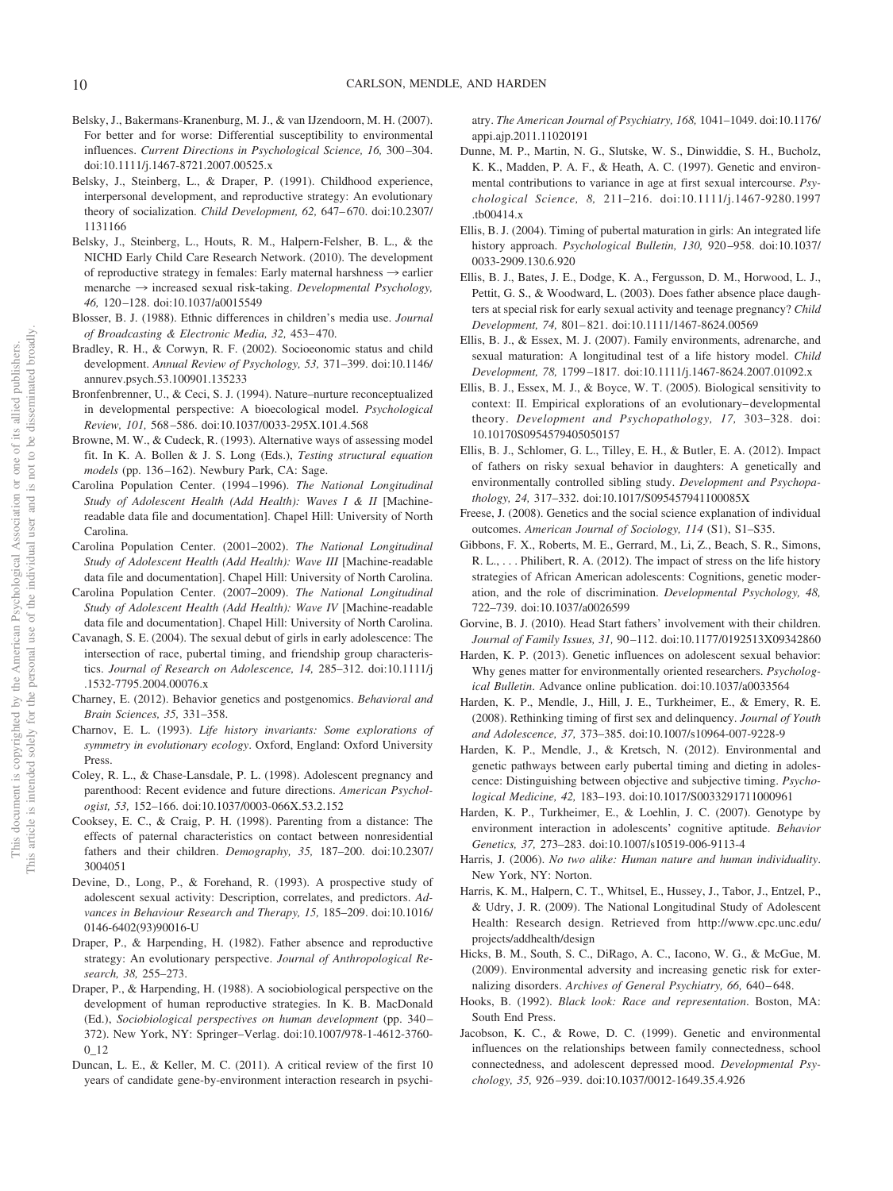Belsky, J., Bakermans-Kranenburg, M. J., & van IJzendoorn, M. H. (2007). For better and for worse: Differential susceptibility to environmental influences. *Current Directions in Psychological Science, 16,* 300–304. doi:10.1111/j.1467-8721.2007.00525.x

Belsky, J., Steinberg, L., & Draper, P. (1991). Childhood experience, interpersonal development, and reproductive strategy: An evolutionary theory of socialization. *Child Development, 62,* 647–670. doi:10.2307/1131166

Belsky, J., Steinberg, L., Houts, R. M., Halpern-Felsher, B. L., & the NICHD Early Child Care Research Network. (2010). The development of reproductive strategy in females: Early maternal harshness → earlier menarche → increased sexual risk-taking. *Developmental Psychology, 46,* 120–128. doi:10.1037/a0015549

Blosser, B. J. (1988). Ethnic differences in children's media use. *Journal of Broadcasting & Electronic Media, 32,* 453–470.

Bradley, R. H., & Corwyn, R. F. (2002). Socioeconomic status and child development. *Annual Review of Psychology, 53,* 371–399. doi:10.1146/annurev.psych.53.100901.135233

Bronfenbrenner, U., & Ceci, S. J. (1994). Nature–nurture reconceptualized in developmental perspective: A bioecological model. *Psychological Review, 101,* 568–586. doi:10.1037/0033-295X.101.4.568

Browne, M. W., & Cudeck, R. (1993). Alternative ways of assessing model fit. In K. A. Bollen & J. S. Long (Eds.), *Testing structural equation models* (pp. 136–162). Newbury Park, CA: Sage.

Carolina Population Center. (1994–1996). *The National Longitudinal Study of Adolescent Health (Add Health): Waves I & II* [Machine-readable data file and documentation]. Chapel Hill: University of North Carolina.

Carolina Population Center. (2001–2002). *The National Longitudinal Study of Adolescent Health (Add Health): Wave III* [Machine-readable data file and documentation]. Chapel Hill: University of North Carolina.

Carolina Population Center. (2007–2009). *The National Longitudinal Study of Adolescent Health (Add Health): Wave IV* [Machine-readable data file and documentation]. Chapel Hill: University of North Carolina.

Cavanagh, S. E. (2004). The sexual debut of girls in early adolescence: The intersection of race, pubertal timing, and friendship group characteristics. *Journal of Research on Adolescence, 14,* 285–312. doi:10.1111/j.1532-7795.2004.00076.x

Charney, E. (2012). Behavior genetics and postgenomics. *Behavioral and Brain Sciences, 35,* 331–358.

Charnov, E. L. (1993). *Life history invariants: Some explorations of symmetry in evolutionary ecology*. Oxford, England: Oxford University Press.

Coley, R. L., & Chase-Lansdale, P. L. (1998). Adolescent pregnancy and parenthood: Recent evidence and future directions. *American Psychologist, 53,* 152–166. doi:10.1037/0003-066X.53.2.152

Cooksey, E. C., & Craig, P. H. (1998). Parenting from a distance: The effects of paternal characteristics on contact between nonresidential fathers and their children. *Demography, 35,* 187–200. doi:10.2307/3004051

Devine, D., Long, P., & Forehand, R. (1993). A prospective study of adolescent sexual activity: Description, correlates, and predictors. *Advances in Behaviour Research and Therapy, 15,* 185–209. doi:10.1016/0146-6402(93)90016-U

Draper, P., & Harpending, H. (1982). Father absence and reproductive strategy: An evolutionary perspective. *Journal of Anthropological Research, 38,* 255–273.

Draper, P., & Harpending, H. (1988). A sociobiological perspective on the development of human reproductive strategies. In K. B. MacDonald (Ed.), *Sociobiological perspectives on human development* (pp. 340–372). New York, NY: Springer–Verlag. doi:10.1007/978-1-4612-3760-0_12

Duncan, L. E., & Keller, M. C. (2011). A critical review of the first 10 years of candidate gene-by-environment interaction research in psychiatry. *The American Journal of Psychiatry, 168,* 1041–1049. doi:10.1176/appi.ajp.2011.11020191

Dunne, M. P., Martin, N. G., Slutske, W. S., Dinwiddie, S. H., Bucholz, K. K., Madden, P. A. F., & Heath, A. C. (1997). Genetic and environmental contributions to variance in age at first sexual intercourse. *Psychological Science, 8,* 211–216. doi:10.1111/j.1467-9280.1997.tb00414.x

Ellis, B. J. (2004). Timing of pubertal maturation in girls: An integrated life history approach. *Psychological Bulletin, 130,* 920–958. doi:10.1037/0033-2909.130.6.920

Ellis, B. J., Bates, J. E., Dodge, K. A., Fergusson, D. M., Horwood, L. J., Pettit, G. S., & Woodward, L. (2003). Does father absence place daughters at special risk for early sexual activity and teenage pregnancy? *Child Development, 74,* 801–821. doi:10.1111/1467-8624.00569

Ellis, B. J., & Essex, M. J. (2007). Family environments, adrenarche, and sexual maturation: A longitudinal test of a life history model. *Child Development, 78,* 1799–1817. doi:10.1111/j.1467-8624.2007.01092.x

Ellis, B. J., Essex, M. J., & Boyce, W. T. (2005). Biological sensitivity to context: II. Empirical explorations of an evolutionary–developmental theory. *Development and Psychopathology, 17,* 303–328. doi:10.10170S0954579405050157

Ellis, B. J., Schlomer, G. L., Tilley, E. H., & Butler, E. A. (2012). Impact of fathers on risky sexual behavior in daughters: A genetically and environmentally controlled sibling study. *Development and Psychopathology, 24,* 317–332. doi:10.1017/S095457941100085X

Freese, J. (2008). Genetics and the social science explanation of individual outcomes. *American Journal of Sociology, 114* (S1), S1–S35.

Gibbons, F. X., Roberts, M. E., Gerrard, M., Li, Z., Beach, S. R., Simons, R. L., . . . Philibert, R. A. (2012). The impact of stress on the life history strategies of African American adolescents: Cognitions, genetic moderation, and the role of discrimination. *Developmental Psychology, 48,* 722–739. doi:10.1037/a0026599

Gorvine, B. J. (2010). Head Start fathers' involvement with their children. *Journal of Family Issues, 31,* 90–112. doi:10.1177/0192513X09342860

Harden, K. P. (2013). Genetic influences on adolescent sexual behavior: Why genes matter for environmentally oriented researchers. *Psychological Bulletin*. Advance online publication. doi:10.1037/a0033564

Harden, K. P., Mendle, J., Hill, J. E., Turkheimer, E., & Emery, R. E. (2008). Rethinking timing of first sex and delinquency. *Journal of Youth and Adolescence, 37,* 373–385. doi:10.1007/s10964-007-9228-9

Harden, K. P., Mendle, J., & Kretsch, N. (2012). Environmental and genetic pathways between early pubertal timing and dieting in adolescence: Distinguishing between objective and subjective timing. *Psychological Medicine, 42,* 183–193. doi:10.1017/S0033291711000961

Harden, K. P., Turkheimer, E., & Loehlin, J. C. (2007). Genotype by environment interaction in adolescents' cognitive aptitude. *Behavior Genetics, 37,* 273–283. doi:10.1007/s10519-006-9113-4

Harris, J. (2006). *No two alike: Human nature and human individuality*. New York, NY: Norton.

Harris, K. M., Halpern, C. T., Whitsel, E., Hussey, J., Tabor, J., Entzel, P., & Udry, J. R. (2009). The National Longitudinal Study of Adolescent Health: Research design. Retrieved from http://www.cpc.unc.edu/projects/addhealth/design

Hicks, B. M., South, S. C., DiRago, A. C., Iacono, W. G., & McGue, M. (2009). Environmental adversity and increasing genetic risk for externalizing disorders. *Archives of General Psychiatry, 66,* 640–648.

Hooks, B. (1992). *Black look: Race and representation*. Boston, MA: South End Press.

Jacobson, K. C., & Rowe, D. C. (1999). Genetic and environmental influences on the relationships between family connectedness, school connectedness, and adolescent depressed mood. *Developmental Psychology, 35,* 926–939. doi:10.1037/0012-1649.35.4.926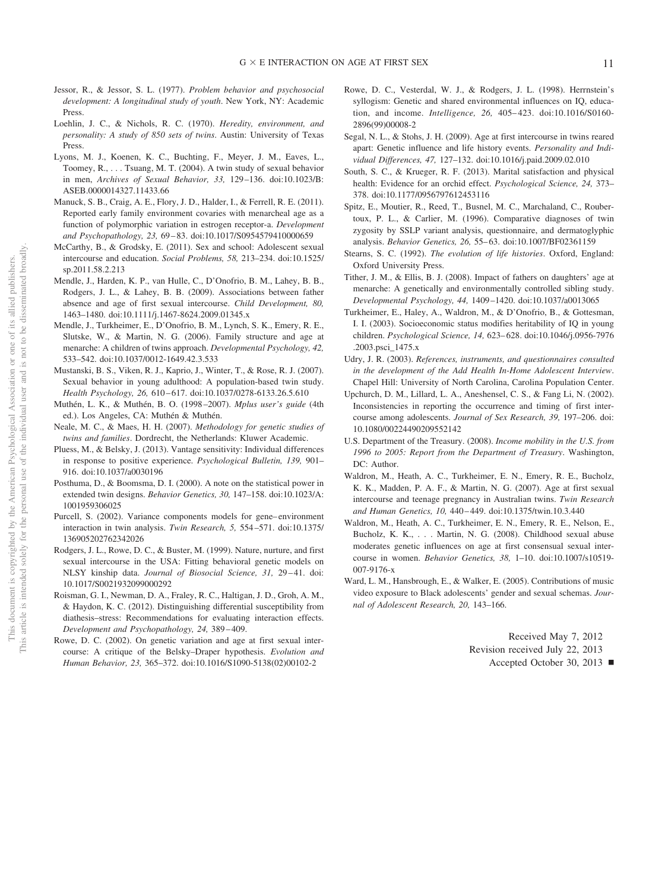Jessor, R., & Jessor, S. L. (1977). *Problem behavior and psychosocial development: A longitudinal study of youth*. New York, NY: Academic Press.

Loehlin, J. C., & Nichols, R. C. (1970). *Heredity, environment, and personality: A study of 850 sets of twins*. Austin: University of Texas Press.

Lyons, M. J., Koenen, K. C., Buchting, F., Meyer, J. M., Eaves, L., Toomey, R., . . . Tsuang, M. T. (2004). A twin study of sexual behavior in men, *Archives of Sexual Behavior, 33,* 129–136. doi:10.1023/B:ASEB.0000014327.11433.66

Manuck, S. B., Craig, A. E., Flory, J. D., Halder, I., & Ferrell, R. E. (2011). Reported early family environment covaries with menarcheal age as a function of polymorphic variation in estrogen receptor-a. *Development and Psychopathology, 23,* 69–83. doi:10.1017/S0954579410000659

McCarthy, B., & Grodsky, E. (2011). Sex and school: Adolescent sexual intercourse and education. *Social Problems, 58,* 213–234. doi:10.1525/sp.2011.58.2.213

Mendle, J., Harden, K. P., van Hulle, C., D'Onofrio, B. M., Lahey, B. B., Rodgers, J. L., & Lahey, B. B. (2009). Associations between father absence and age of first sexual intercourse. *Child Development, 80,* 1463–1480. doi:10.1111/j.1467-8624.2009.01345.x

Mendle, J., Turkheimer, E., D'Onofrio, B. M., Lynch, S. K., Emery, R. E., Slutske, W., & Martin, N. G. (2006). Family structure and age at menarche: A children of twins approach. *Developmental Psychology, 42,* 533–542. doi:10.1037/0012-1649.42.3.533

Mustanski, B. S., Viken, R. J., Kaprio, J., Winter, T., & Rose, R. J. (2007). Sexual behavior in young adulthood: A population-based twin study. *Health Psychology, 26,* 610–617. doi:10.1037/0278-6133.26.5.610

Muthén, L. K., & Muthén, B. O. (1998–2007). *Mplus user's guide* (4th ed.). Los Angeles, CA: Muthén & Muthén.

Neale, M. C., & Maes, H. H. (2007). *Methodology for genetic studies of twins and families*. Dordrecht, the Netherlands: Kluwer Academic.

Pluess, M., & Belsky, J. (2013). Vantage sensitivity: Individual differences in response to positive experience. *Psychological Bulletin, 139,* 901–916. doi:10.1037/a0030196

Posthuma, D., & Boomsma, D. I. (2000). A note on the statistical power in extended twin designs. *Behavior Genetics, 30,* 147–158. doi:10.1023/A:1001959306025

Purcell, S. (2002). Variance components models for gene–environment interaction in twin analysis. *Twin Research, 5,* 554–571. doi:10.1375/136905202762342026

Rodgers, J. L., Rowe, D. C., & Buster, M. (1999). Nature, nurture, and first sexual intercourse in the USA: Fitting behavioral genetic models on NLSY kinship data. *Journal of Biosocial Science, 31,* 29–41. doi:10.1017/S0021932099000292

Roisman, G. I., Newman, D. A., Fraley, R. C., Haltigan, J. D., Groh, A. M., & Haydon, K. C. (2012). Distinguishing differential susceptibility from diathesis–stress: Recommendations for evaluating interaction effects. *Development and Psychopathology, 24,* 389–409.

Rowe, D. C. (2002). On genetic variation and age at first sexual intercourse: A critique of the Belsky–Draper hypothesis. *Evolution and Human Behavior, 23,* 365–372. doi:10.1016/S1090-5138(02)00102-2

Rowe, D. C., Vesterdal, W. J., & Rodgers, J. L. (1998). Herrnstein's syllogism: Genetic and shared environmental influences on IQ, education, and income. *Intelligence, 26,* 405–423. doi:10.1016/S0160-2896(99)00008-2

Segal, N. L., & Stohs, J. H. (2009). Age at first intercourse in twins reared apart: Genetic influence and life history events. *Personality and Individual Differences, 47,* 127–132. doi:10.1016/j.paid.2009.02.010

South, S. C., & Krueger, R. F. (2013). Marital satisfaction and physical health: Evidence for an orchid effect. *Psychological Science, 24,* 373–378. doi:10.1177/0956797612453116

Spitz, E., Moutier, R., Reed, T., Busnel, M. C., Marchaland, C., Roubertoux, P. L., & Carlier, M. (1996). Comparative diagnoses of twin zygosity by SSLP variant analysis, questionnaire, and dermatoglyphic analysis. *Behavior Genetics, 26,* 55–63. doi:10.1007/BF02361159

Stearns, S. C. (1992). *The evolution of life histories*. Oxford, England: Oxford University Press.

Tither, J. M., & Ellis, B. J. (2008). Impact of fathers on daughters' age at menarche: A genetically and environmentally controlled sibling study. *Developmental Psychology, 44,* 1409–1420. doi:10.1037/a0013065

Turkheimer, E., Haley, A., Waldron, M., & D'Onofrio, B., & Gottesman, I. I. (2003). Socioeconomic status modifies heritability of IQ in young children. *Psychological Science, 14,* 623–628. doi:10.1046/j.0956-7976.2003.psci_1475.x

Udry, J. R. (2003). *References, instruments, and questionnaires consulted in the development of the Add Health In-Home Adolescent Interview*. Chapel Hill: University of North Carolina, Carolina Population Center.

Upchurch, D. M., Lillard, L. A., Aneshensel, C. S., & Fang Li, N. (2002). Inconsistencies in reporting the occurrence and timing of first intercourse among adolescents. *Journal of Sex Research, 39,* 197–206. doi:10.1080/00224490209552142

U.S. Department of the Treasury. (2008). *Income mobility in the U.S. from 1996 to 2005: Report from the Department of Treasury*. Washington, DC: Author.

Waldron, M., Heath, A. C., Turkheimer, E. N., Emery, R. E., Bucholz, K. K., Madden, P. A. F., & Martin, N. G. (2007). Age at first sexual intercourse and teenage pregnancy in Australian twins. *Twin Research and Human Genetics, 10,* 440–449. doi:10.1375/twin.10.3.440

Waldron, M., Heath, A. C., Turkheimer, E. N., Emery, R. E., Nelson, E., Bucholz, K. K., . . . Martin, N. G. (2008). Childhood sexual abuse moderates genetic influences on age at first consensual sexual intercourse in women. *Behavior Genetics, 38,* 1–10. doi:10.1007/s10519-007-9176-x

Ward, L. M., Hansbrough, E., & Walker, E. (2005). Contributions of music video exposure to Black adolescents' gender and sexual schemas. *Journal of Adolescent Research, 20,* 143–166.

Received May 7, 2012
Revision received July 22, 2013
Accepted October 30, 2013 ■